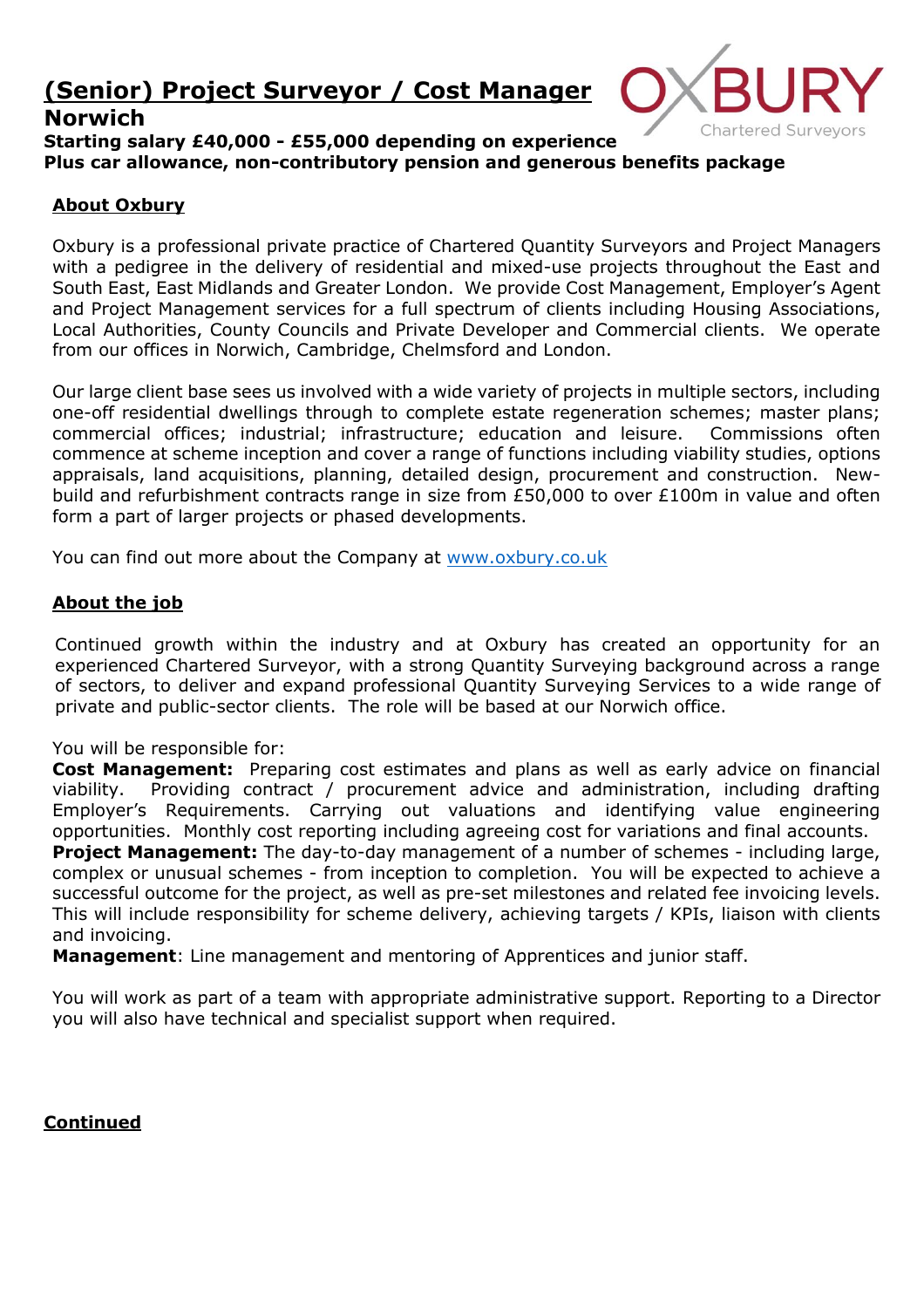# (Senior) Project Surveyor / Cost Manager

## Norwich

**Starting salary £40,000 - £55,000 depending on experience**
**Plus car allowance, non-contributory pension and generous benefits package**

OXBURY Chartered Surveyors

### About Oxbury

Oxbury is a professional private practice of Chartered Quantity Surveyors and Project Managers with a pedigree in the delivery of residential and mixed-use projects throughout the East and South East, East Midlands and Greater London. We provide Cost Management, Employer's Agent and Project Management services for a full spectrum of clients including Housing Associations, Local Authorities, County Councils and Private Developer and Commercial clients. We operate from our offices in Norwich, Cambridge, Chelmsford and London.

Our large client base sees us involved with a wide variety of projects in multiple sectors, including one-off residential dwellings through to complete estate regeneration schemes; master plans; commercial offices; industrial; infrastructure; education and leisure. Commissions often commence at scheme inception and cover a range of functions including viability studies, options appraisals, land acquisitions, planning, detailed design, procurement and construction. New-build and refurbishment contracts range in size from £50,000 to over £100m in value and often form a part of larger projects or phased developments.

You can find out more about the Company at www.oxbury.co.uk

### About the job

Continued growth within the industry and at Oxbury has created an opportunity for an experienced Chartered Surveyor, with a strong Quantity Surveying background across a range of sectors, to deliver and expand professional Quantity Surveying Services to a wide range of private and public-sector clients. The role will be based at our Norwich office.

You will be responsible for:
**Cost Management:** Preparing cost estimates and plans as well as early advice on financial viability. Providing contract / procurement advice and administration, including drafting Employer's Requirements. Carrying out valuations and identifying value engineering opportunities. Monthly cost reporting including agreeing cost for variations and final accounts.
**Project Management:** The day-to-day management of a number of schemes - including large, complex or unusual schemes - from inception to completion. You will be expected to achieve a successful outcome for the project, as well as pre-set milestones and related fee invoicing levels. This will include responsibility for scheme delivery, achieving targets / KPIs, liaison with clients and invoicing.
**Management**: Line management and mentoring of Apprentices and junior staff.

You will work as part of a team with appropriate administrative support. Reporting to a Director you will also have technical and specialist support when required.

**Continued**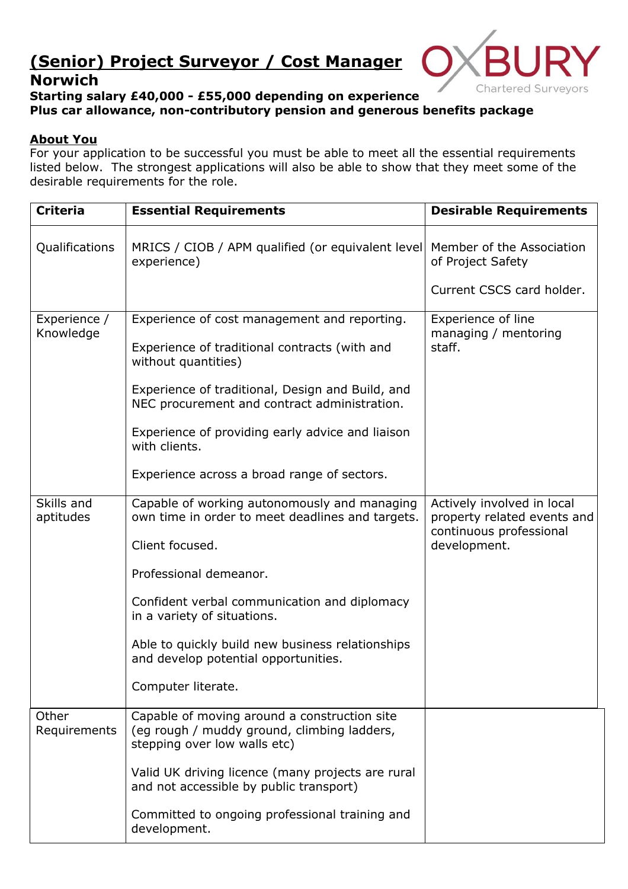# (Senior) Project Surveyor / Cost Manager

## Norwich

**Starting salary £40,000 - £55,000 depending on experience**
**Plus car allowance, non-contributory pension and generous benefits package**

### About You

For your application to be successful you must be able to meet all the essential requirements listed below. The strongest applications will also be able to show that they meet some of the desirable requirements for the role.

| Criteria | Essential Requirements | Desirable Requirements |
|---|---|---|
| Qualifications | MRICS / CIOB / APM qualified (or equivalent level experience) | Member of the Association of Project Safety<br><br>Current CSCS card holder. |
| Experience / Knowledge | Experience of cost management and reporting.<br><br>Experience of traditional contracts (with and without quantities)<br><br>Experience of traditional, Design and Build, and NEC procurement and contract administration.<br><br>Experience of providing early advice and liaison with clients.<br><br>Experience across a broad range of sectors. | Experience of line managing / mentoring staff. |
| Skills and aptitudes | Capable of working autonomously and managing own time in order to meet deadlines and targets.<br><br>Client focused.<br><br>Professional demeanor.<br><br>Confident verbal communication and diplomacy in a variety of situations.<br><br>Able to quickly build new business relationships and develop potential opportunities.<br><br>Computer literate. | Actively involved in local property related events and continuous professional development. |
| Other Requirements | Capable of moving around a construction site (eg rough / muddy ground, climbing ladders, stepping over low walls etc)<br><br>Valid UK driving licence (many projects are rural and not accessible by public transport)<br><br>Committed to ongoing professional training and development. | |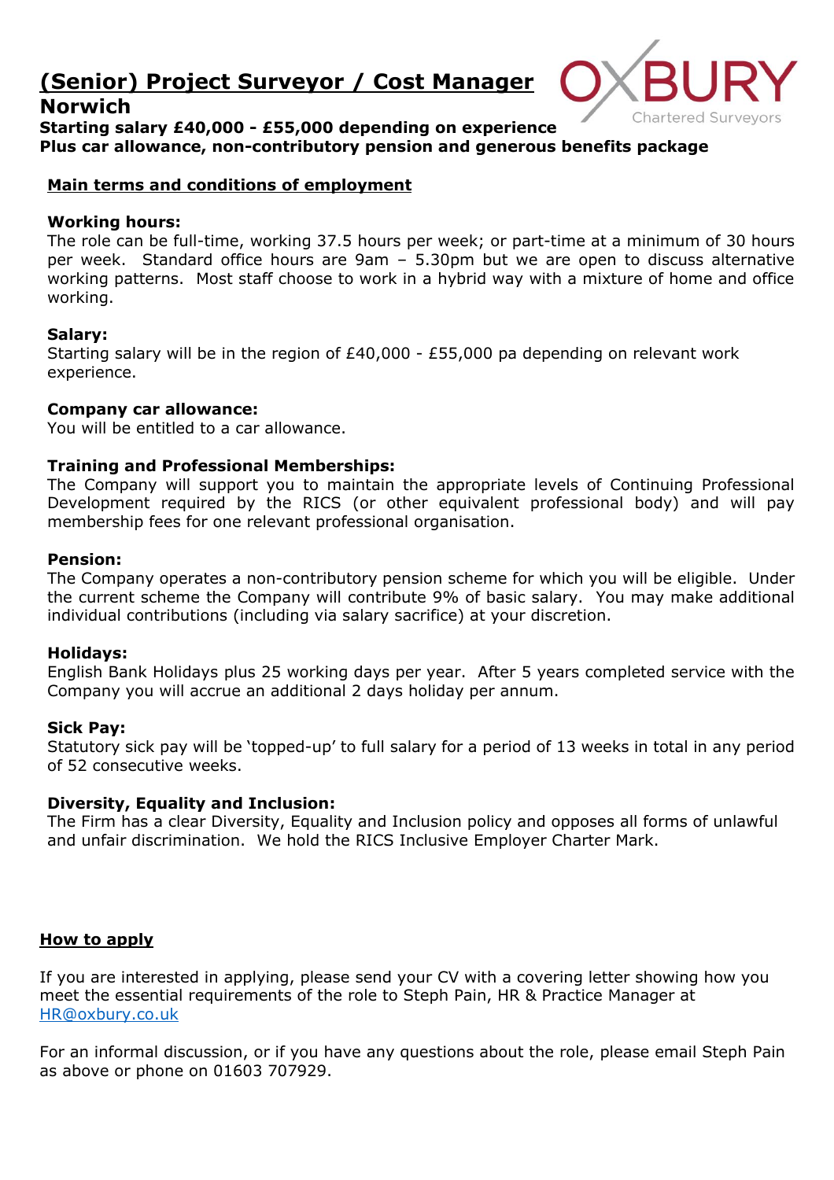# (Senior) Project Surveyor / Cost Manager

## Norwich

**Starting salary £40,000 - £55,000 depending on experience**
**Plus car allowance, non-contributory pension and generous benefits package**

OXBURY
Chartered Surveyors

## Main terms and conditions of employment

**Working hours:**
The role can be full-time, working 37.5 hours per week; or part-time at a minimum of 30 hours per week. Standard office hours are 9am – 5.30pm but we are open to discuss alternative working patterns. Most staff choose to work in a hybrid way with a mixture of home and office working.

**Salary:**
Starting salary will be in the region of £40,000 - £55,000 pa depending on relevant work experience.

**Company car allowance:**
You will be entitled to a car allowance.

**Training and Professional Memberships:**
The Company will support you to maintain the appropriate levels of Continuing Professional Development required by the RICS (or other equivalent professional body) and will pay membership fees for one relevant professional organisation.

**Pension:**
The Company operates a non-contributory pension scheme for which you will be eligible. Under the current scheme the Company will contribute 9% of basic salary. You may make additional individual contributions (including via salary sacrifice) at your discretion.

**Holidays:**
English Bank Holidays plus 25 working days per year. After 5 years completed service with the Company you will accrue an additional 2 days holiday per annum.

**Sick Pay:**
Statutory sick pay will be 'topped-up' to full salary for a period of 13 weeks in total in any period of 52 consecutive weeks.

**Diversity, Equality and Inclusion:**
The Firm has a clear Diversity, Equality and Inclusion policy and opposes all forms of unlawful and unfair discrimination. We hold the RICS Inclusive Employer Charter Mark.

## How to apply

If you are interested in applying, please send your CV with a covering letter showing how you meet the essential requirements of the role to Steph Pain, HR & Practice Manager at HR@oxbury.co.uk

For an informal discussion, or if you have any questions about the role, please email Steph Pain as above or phone on 01603 707929.